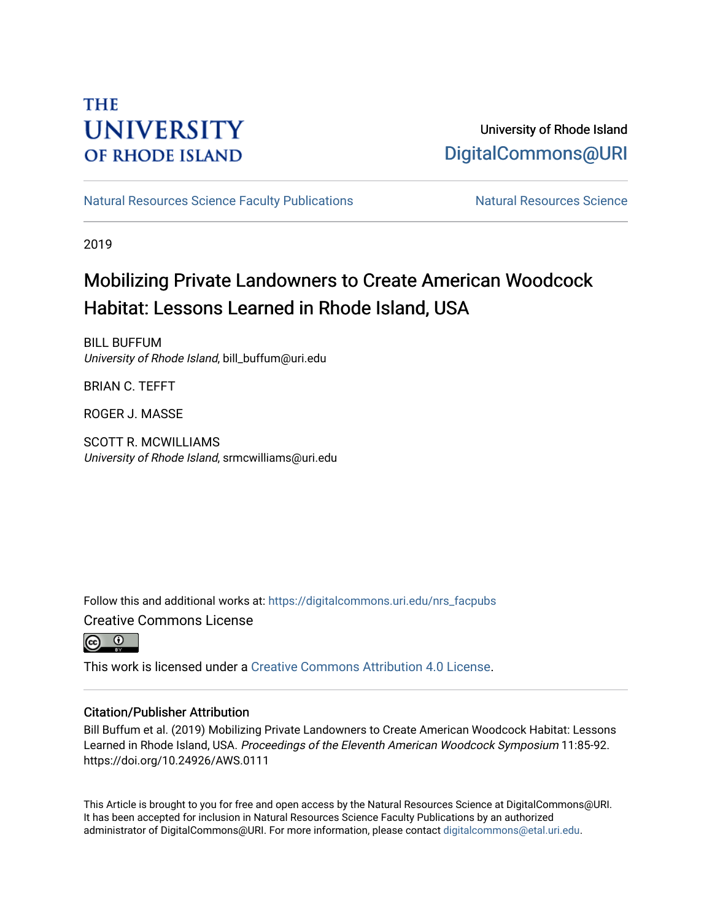THE UNIVERSITY OF RHODE ISLAND

University of Rhode Island
DigitalCommons@URI

Natural Resources Science Faculty Publications | Natural Resources Science

2019

# Mobilizing Private Landowners to Create American Woodcock Habitat: Lessons Learned in Rhode Island, USA

BILL BUFFUM
*University of Rhode Island*, bill_buffum@uri.edu

BRIAN C. TEFFT

ROGER J. MASSE

SCOTT R. MCWILLIAMS
*University of Rhode Island*, srmcwilliams@uri.edu

Follow this and additional works at: https://digitalcommons.uri.edu/nrs_facpubs

Creative Commons License

This work is licensed under a Creative Commons Attribution 4.0 License.

## Citation/Publisher Attribution

Bill Buffum et al. (2019) Mobilizing Private Landowners to Create American Woodcock Habitat: Lessons Learned in Rhode Island, USA. *Proceedings of the Eleventh American Woodcock Symposium* 11:85-92. https://doi.org/10.24926/AWS.0111

This Article is brought to you for free and open access by the Natural Resources Science at DigitalCommons@URI. It has been accepted for inclusion in Natural Resources Science Faculty Publications by an authorized administrator of DigitalCommons@URI. For more information, please contact digitalcommons@etal.uri.edu.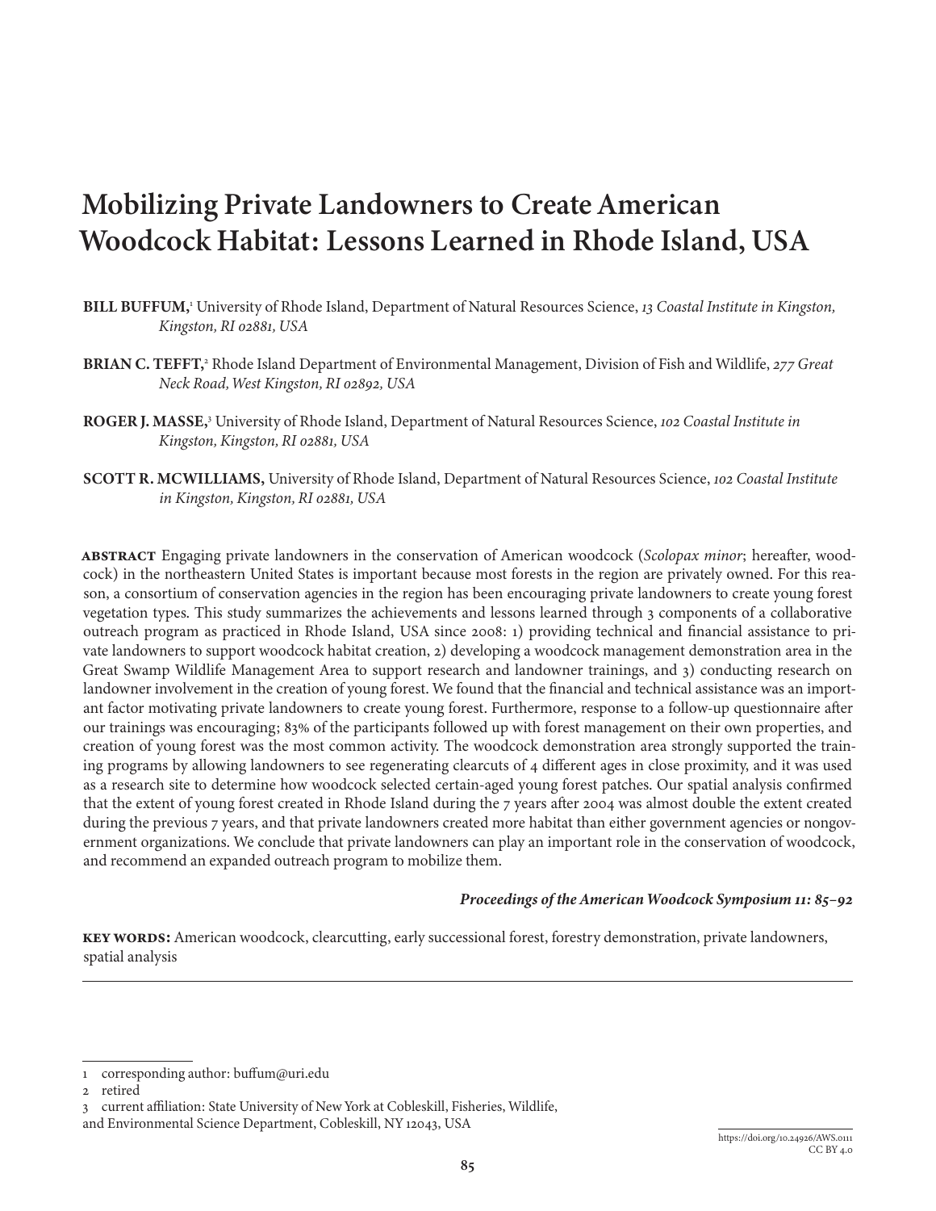# Mobilizing Private Landowners to Create American Woodcock Habitat: Lessons Learned in Rhode Island, USA

**BILL BUFFUM,**[1] University of Rhode Island, Department of Natural Resources Science, *13 Coastal Institute in Kingston, Kingston, RI 02881, USA*

**BRIAN C. TEFFT,**[2] Rhode Island Department of Environmental Management, Division of Fish and Wildlife, *277 Great Neck Road, West Kingston, RI 02892, USA*

**ROGER J. MASSE,**[3] University of Rhode Island, Department of Natural Resources Science, *102 Coastal Institute in Kingston, Kingston, RI 02881, USA*

**SCOTT R. MCWILLIAMS,** University of Rhode Island, Department of Natural Resources Science, *102 Coastal Institute in Kingston, Kingston, RI 02881, USA*

**ABSTRACT** Engaging private landowners in the conservation of American woodcock (*Scolopax minor*; hereafter, woodcock) in the northeastern United States is important because most forests in the region are privately owned. For this reason, a consortium of conservation agencies in the region has been encouraging private landowners to create young forest vegetation types. This study summarizes the achievements and lessons learned through 3 components of a collaborative outreach program as practiced in Rhode Island, USA since 2008: 1) providing technical and financial assistance to private landowners to support woodcock habitat creation, 2) developing a woodcock management demonstration area in the Great Swamp Wildlife Management Area to support research and landowner trainings, and 3) conducting research on landowner involvement in the creation of young forest. We found that the financial and technical assistance was an important factor motivating private landowners to create young forest. Furthermore, response to a follow-up questionnaire after our trainings was encouraging; 83% of the participants followed up with forest management on their own properties, and creation of young forest was the most common activity. The woodcock demonstration area strongly supported the training programs by allowing landowners to see regenerating clearcuts of 4 different ages in close proximity, and it was used as a research site to determine how woodcock selected certain-aged young forest patches. Our spatial analysis confirmed that the extent of young forest created in Rhode Island during the 7 years after 2004 was almost double the extent created during the previous 7 years, and that private landowners created more habitat than either government agencies or nongovernment organizations. We conclude that private landowners can play an important role in the conservation of woodcock, and recommend an expanded outreach program to mobilize them.

***Proceedings of the American Woodcock Symposium 11: 85–92***

**KEY WORDS:** American woodcock, clearcutting, early successional forest, forestry demonstration, private landowners, spatial analysis

---

[1] corresponding author: buffum@uri.edu

[2] retired

[3] current affiliation: State University of New York at Cobleskill, Fisheries, Wildlife, and Environmental Science Department, Cobleskill, NY 12043, USA

https://doi.org/10.24926/AWS.0111
CC BY 4.0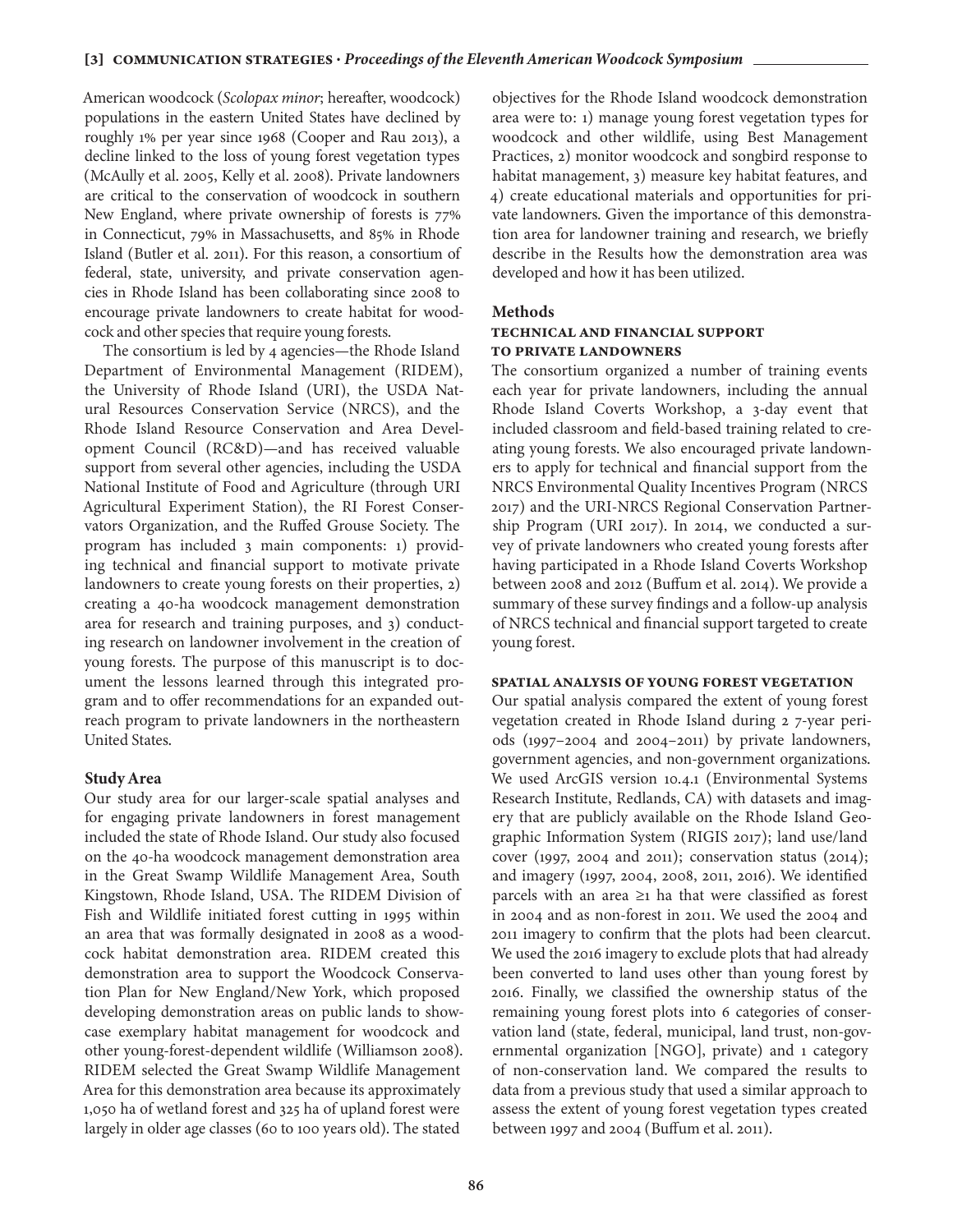American woodcock (*Scolopax minor*; hereafter, woodcock) populations in the eastern United States have declined by roughly 1% per year since 1968 (Cooper and Rau 2013), a decline linked to the loss of young forest vegetation types (McAully et al. 2005, Kelly et al. 2008). Private landowners are critical to the conservation of woodcock in southern New England, where private ownership of forests is 77% in Connecticut, 79% in Massachusetts, and 85% in Rhode Island (Butler et al. 2011). For this reason, a consortium of federal, state, university, and private conservation agencies in Rhode Island has been collaborating since 2008 to encourage private landowners to create habitat for woodcock and other species that require young forests.

The consortium is led by 4 agencies—the Rhode Island Department of Environmental Management (RIDEM), the University of Rhode Island (URI), the USDA Natural Resources Conservation Service (NRCS), and the Rhode Island Resource Conservation and Area Development Council (RC&D)—and has received valuable support from several other agencies, including the USDA National Institute of Food and Agriculture (through URI Agricultural Experiment Station), the RI Forest Conservators Organization, and the Ruffed Grouse Society. The program has included 3 main components: 1) providing technical and financial support to motivate private landowners to create young forests on their properties, 2) creating a 40-ha woodcock management demonstration area for research and training purposes, and 3) conducting research on landowner involvement in the creation of young forests. The purpose of this manuscript is to document the lessons learned through this integrated program and to offer recommendations for an expanded outreach program to private landowners in the northeastern United States.

## Study Area

Our study area for our larger-scale spatial analyses and for engaging private landowners in forest management included the state of Rhode Island. Our study also focused on the 40-ha woodcock management demonstration area in the Great Swamp Wildlife Management Area, South Kingstown, Rhode Island, USA. The RIDEM Division of Fish and Wildlife initiated forest cutting in 1995 within an area that was formally designated in 2008 as a woodcock habitat demonstration area. RIDEM created this demonstration area to support the Woodcock Conservation Plan for New England/New York, which proposed developing demonstration areas on public lands to showcase exemplary habitat management for woodcock and other young-forest-dependent wildlife (Williamson 2008). RIDEM selected the Great Swamp Wildlife Management Area for this demonstration area because its approximately 1,050 ha of wetland forest and 325 ha of upland forest were largely in older age classes (60 to 100 years old). The stated objectives for the Rhode Island woodcock demonstration area were to: 1) manage young forest vegetation types for woodcock and other wildlife, using Best Management Practices, 2) monitor woodcock and songbird response to habitat management, 3) measure key habitat features, and 4) create educational materials and opportunities for private landowners. Given the importance of this demonstration area for landowner training and research, we briefly describe in the Results how the demonstration area was developed and how it has been utilized.

## Methods

### Technical and Financial Support to Private Landowners

The consortium organized a number of training events each year for private landowners, including the annual Rhode Island Coverts Workshop, a 3-day event that included classroom and field-based training related to creating young forests. We also encouraged private landowners to apply for technical and financial support from the NRCS Environmental Quality Incentives Program (NRCS 2017) and the URI-NRCS Regional Conservation Partnership Program (URI 2017). In 2014, we conducted a survey of private landowners who created young forests after having participated in a Rhode Island Coverts Workshop between 2008 and 2012 (Buffum et al. 2014). We provide a summary of these survey findings and a follow-up analysis of NRCS technical and financial support targeted to create young forest.

### Spatial Analysis of Young Forest Vegetation

Our spatial analysis compared the extent of young forest vegetation created in Rhode Island during 2 7-year periods (1997–2004 and 2004–2011) by private landowners, government agencies, and non-government organizations. We used ArcGIS version 10.4.1 (Environmental Systems Research Institute, Redlands, CA) with datasets and imagery that are publicly available on the Rhode Island Geographic Information System (RIGIS 2017); land use/land cover (1997, 2004 and 2011); conservation status (2014); and imagery (1997, 2004, 2008, 2011, 2016). We identified parcels with an area ≥1 ha that were classified as forest in 2004 and as non-forest in 2011. We used the 2004 and 2011 imagery to confirm that the plots had been clearcut. We used the 2016 imagery to exclude plots that had already been converted to land uses other than young forest by 2016. Finally, we classified the ownership status of the remaining young forest plots into 6 categories of conservation land (state, federal, municipal, land trust, non-governmental organization [NGO], private) and 1 category of non-conservation land. We compared the results to data from a previous study that used a similar approach to assess the extent of young forest vegetation types created between 1997 and 2004 (Buffum et al. 2011).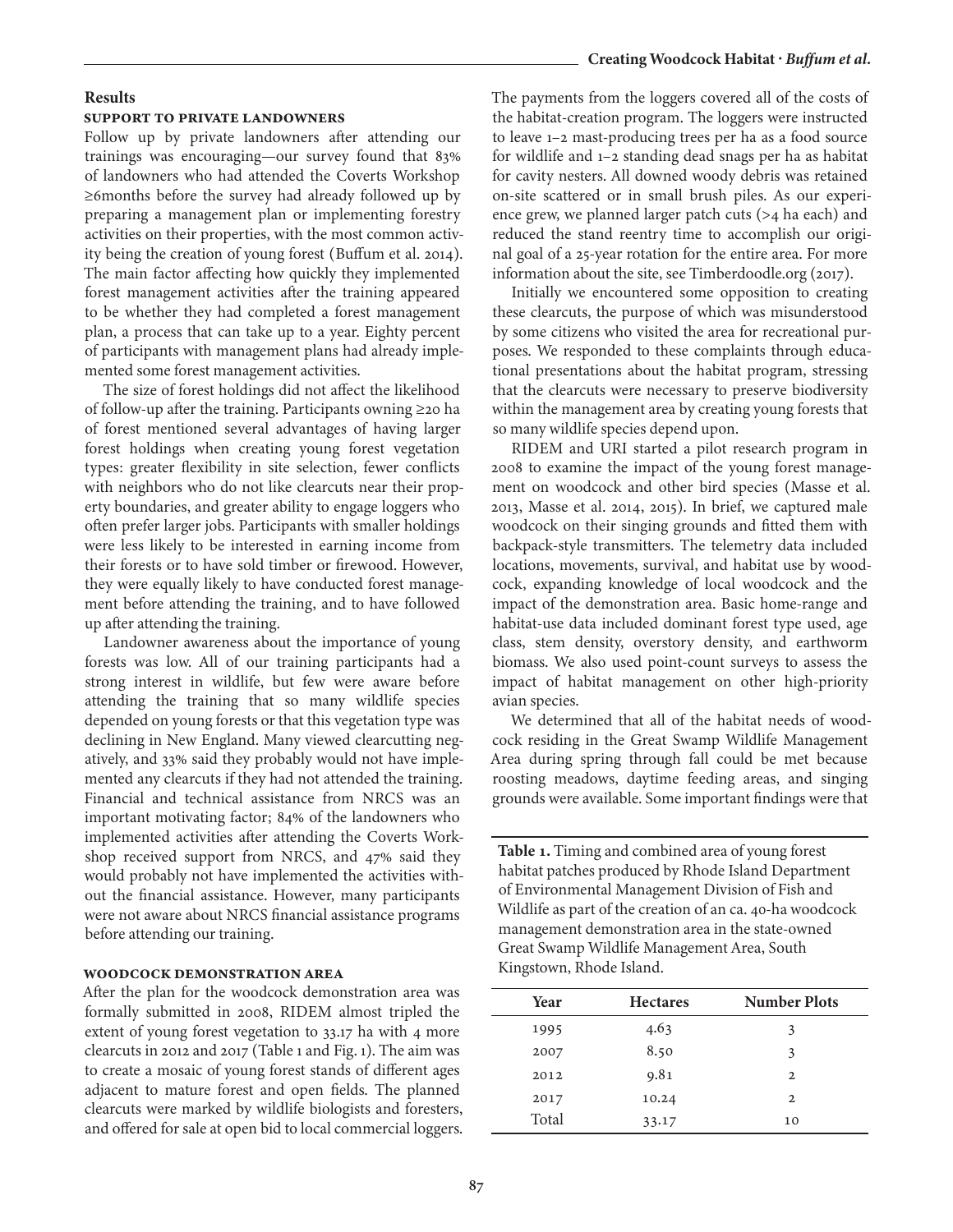## Results

### Support to Private Landowners

Follow up by private landowners after attending our trainings was encouraging—our survey found that 83% of landowners who had attended the Coverts Workshop ≥6months before the survey had already followed up by preparing a management plan or implementing forestry activities on their properties, with the most common activity being the creation of young forest (Buffum et al. 2014). The main factor affecting how quickly they implemented forest management activities after the training appeared to be whether they had completed a forest management plan, a process that can take up to a year. Eighty percent of participants with management plans had already implemented some forest management activities.

The size of forest holdings did not affect the likelihood of follow-up after the training. Participants owning ≥20 ha of forest mentioned several advantages of having larger forest holdings when creating young forest vegetation types: greater flexibility in site selection, fewer conflicts with neighbors who do not like clearcuts near their property boundaries, and greater ability to engage loggers who often prefer larger jobs. Participants with smaller holdings were less likely to be interested in earning income from their forests or to have sold timber or firewood. However, they were equally likely to have conducted forest management before attending the training, and to have followed up after attending the training.

Landowner awareness about the importance of young forests was low. All of our training participants had a strong interest in wildlife, but few were aware before attending the training that so many wildlife species depended on young forests or that this vegetation type was declining in New England. Many viewed clearcutting negatively, and 33% said they probably would not have implemented any clearcuts if they had not attended the training. Financial and technical assistance from NRCS was an important motivating factor; 84% of the landowners who implemented activities after attending the Coverts Workshop received support from NRCS, and 47% said they would probably not have implemented the activities without the financial assistance. However, many participants were not aware about NRCS financial assistance programs before attending our training.

### Woodcock Demonstration Area

After the plan for the woodcock demonstration area was formally submitted in 2008, RIDEM almost tripled the extent of young forest vegetation to 33.17 ha with 4 more clearcuts in 2012 and 2017 (Table 1 and Fig. 1). The aim was to create a mosaic of young forest stands of different ages adjacent to mature forest and open fields. The planned clearcuts were marked by wildlife biologists and foresters, and offered for sale at open bid to local commercial loggers. The payments from the loggers covered all of the costs of the habitat-creation program. The loggers were instructed to leave 1–2 mast-producing trees per ha as a food source for wildlife and 1–2 standing dead snags per ha as habitat for cavity nesters. All downed woody debris was retained on-site scattered or in small brush piles. As our experience grew, we planned larger patch cuts (>4 ha each) and reduced the stand reentry time to accomplish our original goal of a 25-year rotation for the entire area. For more information about the site, see Timberdoodle.org (2017).

Initially we encountered some opposition to creating these clearcuts, the purpose of which was misunderstood by some citizens who visited the area for recreational purposes. We responded to these complaints through educational presentations about the habitat program, stressing that the clearcuts were necessary to preserve biodiversity within the management area by creating young forests that so many wildlife species depend upon.

RIDEM and URI started a pilot research program in 2008 to examine the impact of the young forest management on woodcock and other bird species (Masse et al. 2013, Masse et al. 2014, 2015). In brief, we captured male woodcock on their singing grounds and fitted them with backpack-style transmitters. The telemetry data included locations, movements, survival, and habitat use by woodcock, expanding knowledge of local woodcock and the impact of the demonstration area. Basic home-range and habitat-use data included dominant forest type used, age class, stem density, overstory density, and earthworm biomass. We also used point-count surveys to assess the impact of habitat management on other high-priority avian species.

We determined that all of the habitat needs of woodcock residing in the Great Swamp Wildlife Management Area during spring through fall could be met because roosting meadows, daytime feeding areas, and singing grounds were available. Some important findings were that

**Table 1.** Timing and combined area of young forest habitat patches produced by Rhode Island Department of Environmental Management Division of Fish and Wildlife as part of the creation of an ca. 40-ha woodcock management demonstration area in the state-owned Great Swamp Wildlife Management Area, South Kingstown, Rhode Island.

| Year | Hectares | Number Plots |
|---|---|---|
| 1995 | 4.63 | 3 |
| 2007 | 8.50 | 3 |
| 2012 | 9.81 | 2 |
| 2017 | 10.24 | 2 |
| Total | 33.17 | 10 |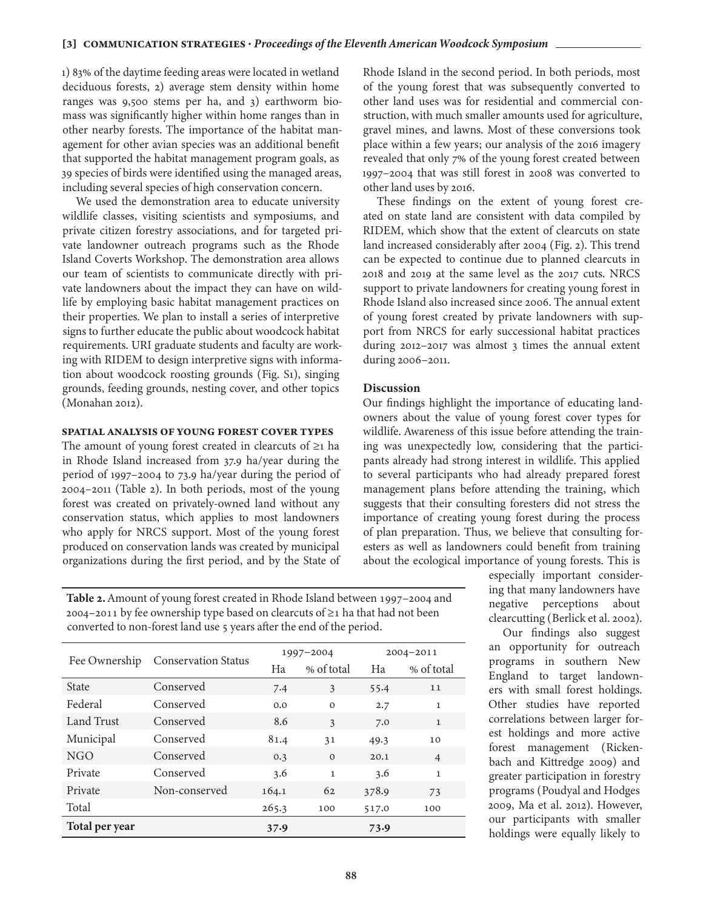1) 83% of the daytime feeding areas were located in wetland deciduous forests, 2) average stem density within home ranges was 9,500 stems per ha, and 3) earthworm biomass was significantly higher within home ranges than in other nearby forests. The importance of the habitat management for other avian species was an additional benefit that supported the habitat management program goals, as 39 species of birds were identified using the managed areas, including several species of high conservation concern.

We used the demonstration area to educate university wildlife classes, visiting scientists and symposiums, and private citizen forestry associations, and for targeted private landowner outreach programs such as the Rhode Island Coverts Workshop. The demonstration area allows our team of scientists to communicate directly with private landowners about the impact they can have on wildlife by employing basic habitat management practices on their properties. We plan to install a series of interpretive signs to further educate the public about woodcock habitat requirements. URI graduate students and faculty are working with RIDEM to design interpretive signs with information about woodcock roosting grounds (Fig. S1), singing grounds, feeding grounds, nesting cover, and other topics (Monahan 2012).

### Spatial Analysis of Young Forest Cover Types

The amount of young forest created in clearcuts of ≥1 ha in Rhode Island increased from 37.9 ha/year during the period of 1997–2004 to 73.9 ha/year during the period of 2004–2011 (Table 2). In both periods, most of the young forest was created on privately-owned land without any conservation status, which applies to most landowners who apply for NRCS support. Most of the young forest produced on conservation lands was created by municipal organizations during the first period, and by the State of Rhode Island in the second period. In both periods, most of the young forest that was subsequently converted to other land uses was for residential and commercial construction, with much smaller amounts used for agriculture, gravel mines, and lawns. Most of these conversions took place within a few years; our analysis of the 2016 imagery revealed that only 7% of the young forest created between 1997–2004 that was still forest in 2008 was converted to other land uses by 2016.

These findings on the extent of young forest created on state land are consistent with data compiled by RIDEM, which show that the extent of clearcuts on state land increased considerably after 2004 (Fig. 2). This trend can be expected to continue due to planned clearcuts in 2018 and 2019 at the same level as the 2017 cuts. NRCS support to private landowners for creating young forest in Rhode Island also increased since 2006. The annual extent of young forest created by private landowners with support from NRCS for early successional habitat practices during 2012–2017 was almost 3 times the annual extent during 2006–2011.

**Table 2.** Amount of young forest created in Rhode Island between 1997–2004 and 2004–2011 by fee ownership type based on clearcuts of ≥1 ha that had not been converted to non-forest land use 5 years after the end of the period.

| Fee Ownership | Conservation Status | 1997–2004 | | 2004–2011 | |
|---|---|---|---|---|---|
| | | Ha | % of total | Ha | % of total |
| State | Conserved | 7.4 | 3 | 55.4 | 11 |
| Federal | Conserved | 0.0 | 0 | 2.7 | 1 |
| Land Trust | Conserved | 8.6 | 3 | 7.0 | 1 |
| Municipal | Conserved | 81.4 | 31 | 49.3 | 10 |
| NGO | Conserved | 0.3 | 0 | 20.1 | 4 |
| Private | Conserved | 3.6 | 1 | 3.6 | 1 |
| Private | Non-conserved | 164.1 | 62 | 378.9 | 73 |
| Total | | 265.3 | 100 | 517.0 | 100 |
| **Total per year** | | **37.9** | | **73.9** | |

## Discussion

Our findings highlight the importance of educating landowners about the value of young forest cover types for wildlife. Awareness of this issue before attending the training was unexpectedly low, considering that the participants already had strong interest in wildlife. This applied to several participants who had already prepared forest management plans before attending the training, which suggests that their consulting foresters did not stress the importance of creating young forest during the process of plan preparation. Thus, we believe that consulting foresters as well as landowners could benefit from training about the ecological importance of young forests. This is especially important considering that many landowners have negative perceptions about clearcutting (Berlick et al. 2002).

Our findings also suggest an opportunity for outreach programs in southern New England to target landowners with small forest holdings. Other studies have reported correlations between larger forest holdings and more active forest management (Rickenbach and Kittredge 2009) and greater participation in forestry programs (Poudyal and Hodges 2009, Ma et al. 2012). However, our participants with smaller holdings were equally likely to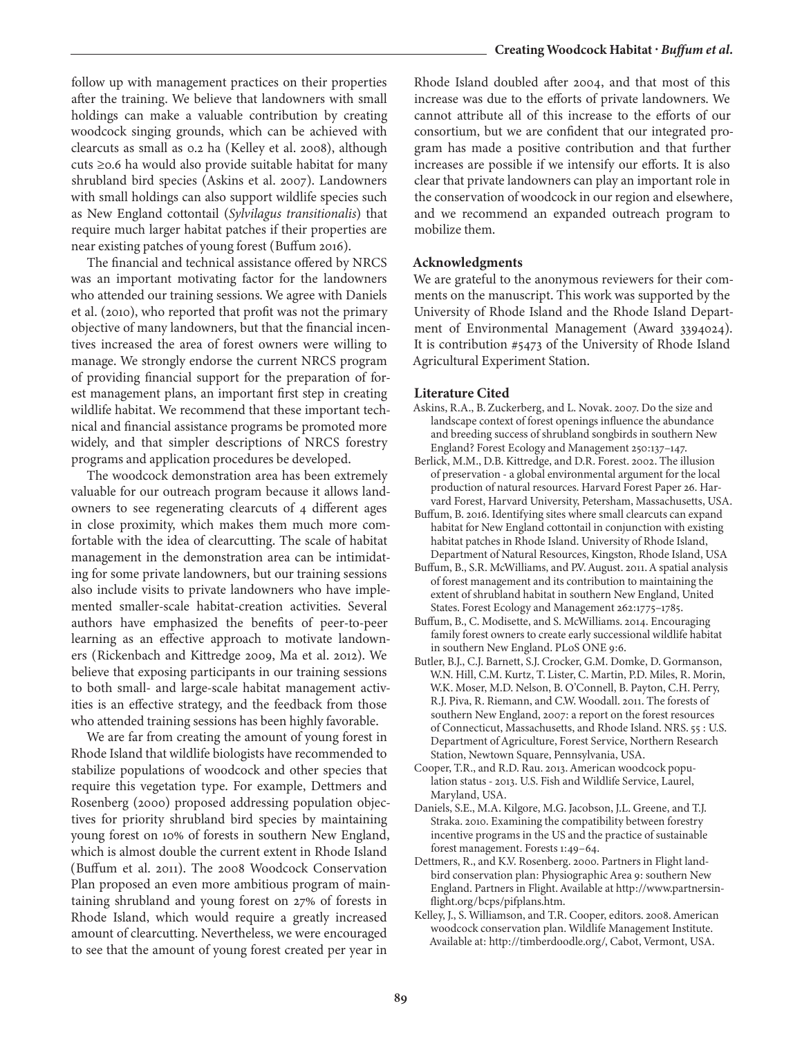follow up with management practices on their properties after the training. We believe that landowners with small holdings can make a valuable contribution by creating woodcock singing grounds, which can be achieved with clearcuts as small as 0.2 ha (Kelley et al. 2008), although cuts ≥0.6 ha would also provide suitable habitat for many shrubland bird species (Askins et al. 2007). Landowners with small holdings can also support wildlife species such as New England cottontail (*Sylvilagus transitionalis*) that require much larger habitat patches if their properties are near existing patches of young forest (Buffum 2016).

The financial and technical assistance offered by NRCS was an important motivating factor for the landowners who attended our training sessions. We agree with Daniels et al. (2010), who reported that profit was not the primary objective of many landowners, but that the financial incentives increased the area of forest owners were willing to manage. We strongly endorse the current NRCS program of providing financial support for the preparation of forest management plans, an important first step in creating wildlife habitat. We recommend that these important technical and financial assistance programs be promoted more widely, and that simpler descriptions of NRCS forestry programs and application procedures be developed.

The woodcock demonstration area has been extremely valuable for our outreach program because it allows landowners to see regenerating clearcuts of 4 different ages in close proximity, which makes them much more comfortable with the idea of clearcutting. The scale of habitat management in the demonstration area can be intimidating for some private landowners, but our training sessions also include visits to private landowners who have implemented smaller-scale habitat-creation activities. Several authors have emphasized the benefits of peer-to-peer learning as an effective approach to motivate landowners (Rickenbach and Kittredge 2009, Ma et al. 2012). We believe that exposing participants in our training sessions to both small- and large-scale habitat management activities is an effective strategy, and the feedback from those who attended training sessions has been highly favorable.

We are far from creating the amount of young forest in Rhode Island that wildlife biologists have recommended to stabilize populations of woodcock and other species that require this vegetation type. For example, Dettmers and Rosenberg (2000) proposed addressing population objectives for priority shrubland bird species by maintaining young forest on 10% of forests in southern New England, which is almost double the current extent in Rhode Island (Buffum et al. 2011). The 2008 Woodcock Conservation Plan proposed an even more ambitious program of maintaining shrubland and young forest on 27% of forests in Rhode Island, which would require a greatly increased amount of clearcutting. Nevertheless, we were encouraged to see that the amount of young forest created per year in Rhode Island doubled after 2004, and that most of this increase was due to the efforts of private landowners. We cannot attribute all of this increase to the efforts of our consortium, but we are confident that our integrated program has made a positive contribution and that further increases are possible if we intensify our efforts. It is also clear that private landowners can play an important role in the conservation of woodcock in our region and elsewhere, and we recommend an expanded outreach program to mobilize them.

### Acknowledgments

We are grateful to the anonymous reviewers for their comments on the manuscript. This work was supported by the University of Rhode Island and the Rhode Island Department of Environmental Management (Award 3394024). It is contribution #5473 of the University of Rhode Island Agricultural Experiment Station.

### Literature Cited

Askins, R.A., B. Zuckerberg, and L. Novak. 2007. Do the size and landscape context of forest openings influence the abundance and breeding success of shrubland songbirds in southern New England? Forest Ecology and Management 250:137–147.

Berlick, M.M., D.B. Kittredge, and D.R. Forest. 2002. The illusion of preservation - a global environmental argument for the local production of natural resources. Harvard Forest Paper 26. Harvard Forest, Harvard University, Petersham, Massachusetts, USA.

Buffum, B. 2016. Identifying sites where small clearcuts can expand habitat for New England cottontail in conjunction with existing habitat patches in Rhode Island. University of Rhode Island, Department of Natural Resources, Kingston, Rhode Island, USA

Buffum, B., S.R. McWilliams, and P.V. August. 2011. A spatial analysis of forest management and its contribution to maintaining the extent of shrubland habitat in southern New England, United States. Forest Ecology and Management 262:1775–1785.

Buffum, B., C. Modisette, and S. McWilliams. 2014. Encouraging family forest owners to create early successional wildlife habitat in southern New England. PLoS ONE 9:6.

Butler, B.J., C.J. Barnett, S.J. Crocker, G.M. Domke, D. Gormanson, W.N. Hill, C.M. Kurtz, T. Lister, C. Martin, P.D. Miles, R. Morin, W.K. Moser, M.D. Nelson, B. O'Connell, B. Payton, C.H. Perry, R.J. Piva, R. Riemann, and C.W. Woodall. 2011. The forests of southern New England, 2007: a report on the forest resources of Connecticut, Massachusetts, and Rhode Island. NRS. 55 : U.S. Department of Agriculture, Forest Service, Northern Research Station, Newtown Square, Pennsylvania, USA.

Cooper, T.R., and R.D. Rau. 2013. American woodcock population status - 2013. U.S. Fish and Wildlife Service, Laurel, Maryland, USA.

Daniels, S.E., M.A. Kilgore, M.G. Jacobson, J.L. Greene, and T.J. Straka. 2010. Examining the compatibility between forestry incentive programs in the US and the practice of sustainable forest management. Forests 1:49–64.

Dettmers, R., and K.V. Rosenberg. 2000. Partners in Flight landbird conservation plan: Physiographic Area 9: southern New England. Partners in Flight. Available at http://www.partnersinflight.org/bcps/pifplans.htm.

Kelley, J., S. Williamson, and T.R. Cooper, editors. 2008. American woodcock conservation plan. Wildlife Management Institute. Available at: http://timberdoodle.org/, Cabot, Vermont, USA.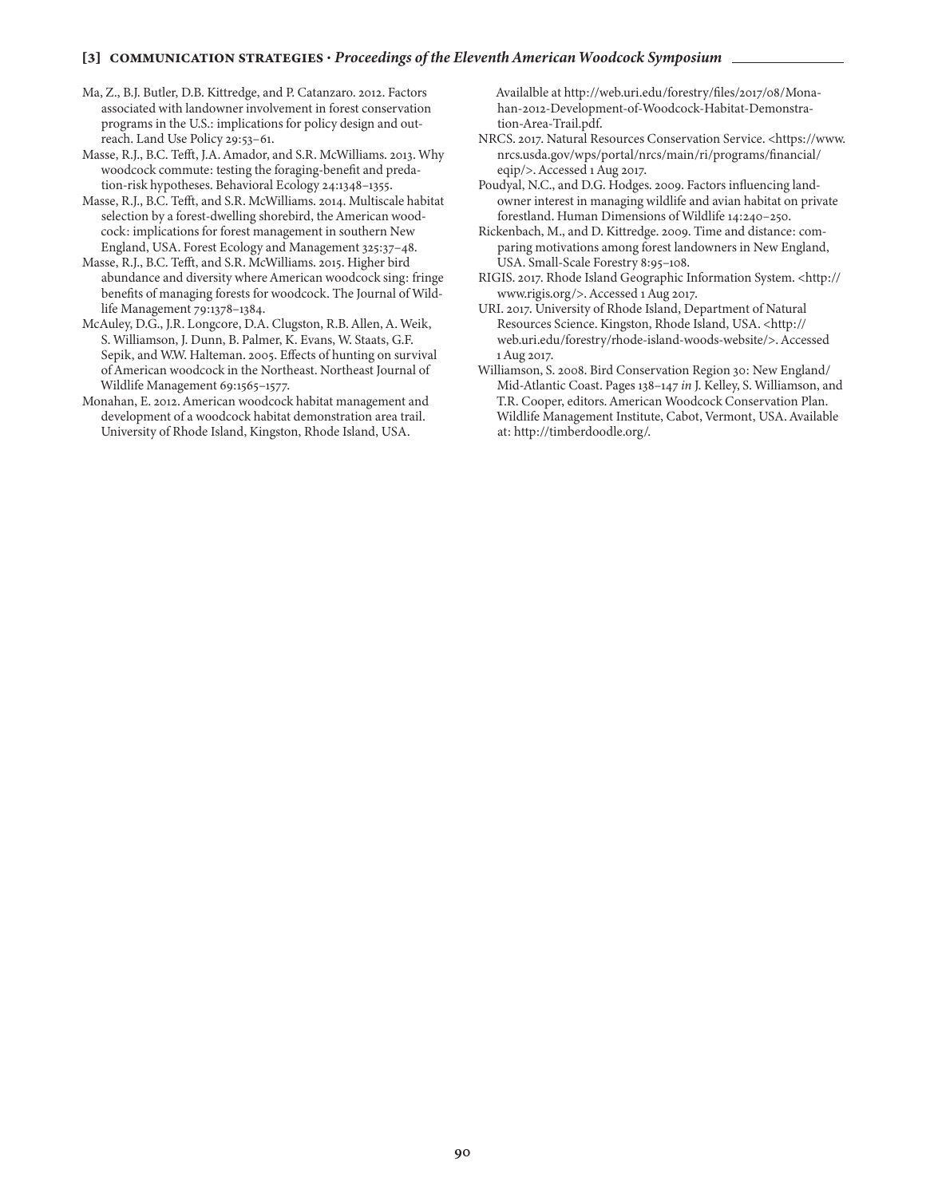Ma, Z., B.J. Butler, D.B. Kittredge, and P. Catanzaro. 2012. Factors associated with landowner involvement in forest conservation programs in the U.S.: implications for policy design and outreach. Land Use Policy 29:53–61.

Masse, R.J., B.C. Tefft, J.A. Amador, and S.R. McWilliams. 2013. Why woodcock commute: testing the foraging-benefit and predation-risk hypotheses. Behavioral Ecology 24:1348–1355.

Masse, R.J., B.C. Tefft, and S.R. McWilliams. 2014. Multiscale habitat selection by a forest-dwelling shorebird, the American woodcock: implications for forest management in southern New England, USA. Forest Ecology and Management 325:37–48.

Masse, R.J., B.C. Tefft, and S.R. McWilliams. 2015. Higher bird abundance and diversity where American woodcock sing: fringe benefits of managing forests for woodcock. The Journal of Wildlife Management 79:1378–1384.

McAuley, D.G., J.R. Longcore, D.A. Clugston, R.B. Allen, A. Weik, S. Williamson, J. Dunn, B. Palmer, K. Evans, W. Staats, G.F. Sepik, and W.W. Halteman. 2005. Effects of hunting on survival of American woodcock in the Northeast. Northeast Journal of Wildlife Management 69:1565–1577.

Monahan, E. 2012. American woodcock habitat management and development of a woodcock habitat demonstration area trail. University of Rhode Island, Kingston, Rhode Island, USA. Availalble at http://web.uri.edu/forestry/files/2017/08/Monahan-2012-Development-of-Woodcock-Habitat-Demonstration-Area-Trail.pdf.

NRCS. 2017. Natural Resources Conservation Service. <https://www.nrcs.usda.gov/wps/portal/nrcs/main/ri/programs/financial/eqip/>. Accessed 1 Aug 2017.

Poudyal, N.C., and D.G. Hodges. 2009. Factors influencing landowner interest in managing wildlife and avian habitat on private forestland. Human Dimensions of Wildlife 14:240–250.

Rickenbach, M., and D. Kittredge. 2009. Time and distance: comparing motivations among forest landowners in New England, USA. Small-Scale Forestry 8:95–108.

RIGIS. 2017. Rhode Island Geographic Information System. <http://www.rigis.org/>. Accessed 1 Aug 2017.

URI. 2017. University of Rhode Island, Department of Natural Resources Science. Kingston, Rhode Island, USA. <http://web.uri.edu/forestry/rhode-island-woods-website/>. Accessed 1 Aug 2017.

Williamson, S. 2008. Bird Conservation Region 30: New England/Mid-Atlantic Coast. Pages 138–147 *in* J. Kelley, S. Williamson, and T.R. Cooper, editors. American Woodcock Conservation Plan. Wildlife Management Institute, Cabot, Vermont, USA. Available at: http://timberdoodle.org/.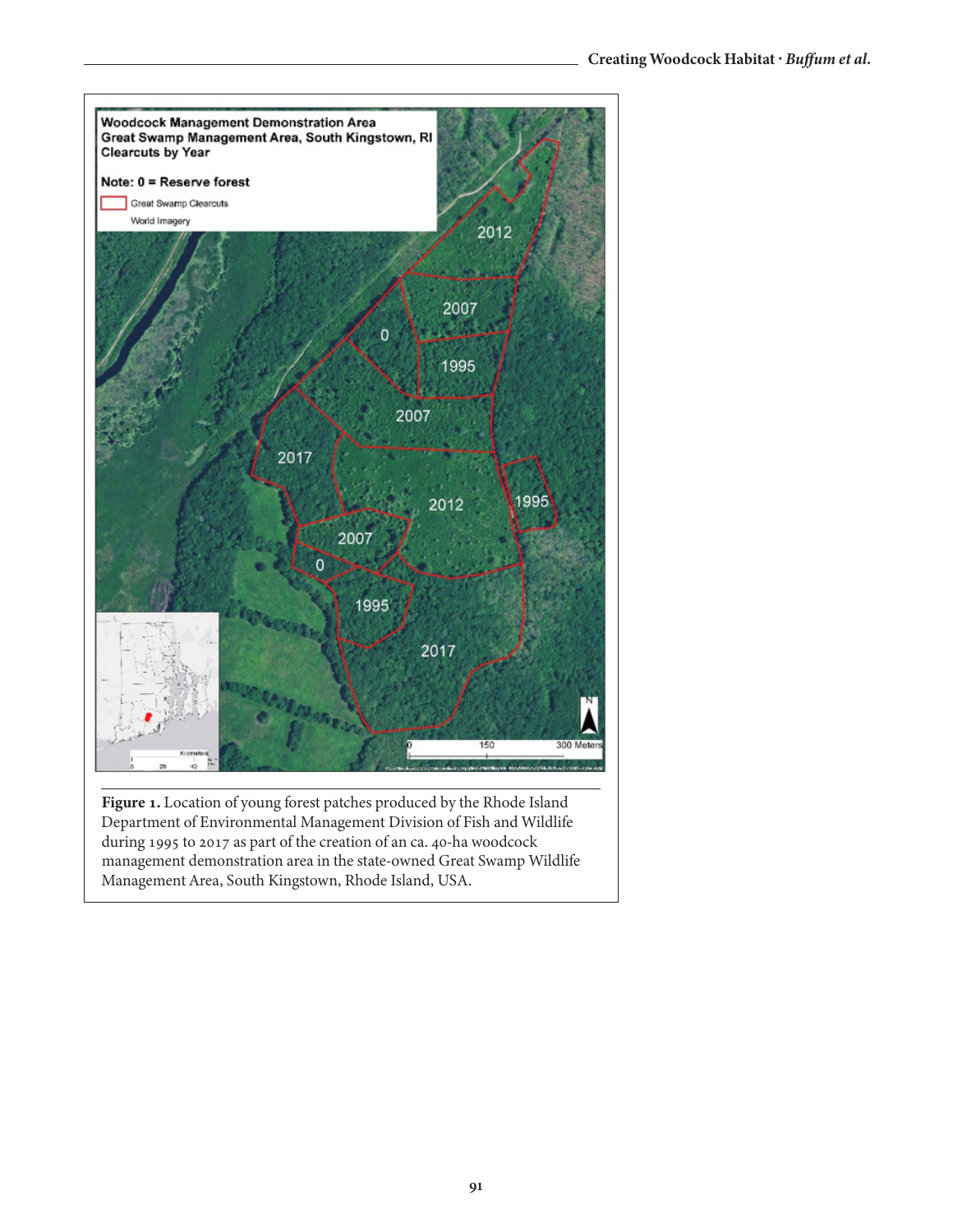**Figure 1.** Location of young forest patches produced by the Rhode Island Department of Environmental Management Division of Fish and Wildlife during 1995 to 2017 as part of the creation of an ca. 40-ha woodcock management demonstration area in the state-owned Great Swamp Wildlife Management Area, South Kingstown, Rhode Island, USA.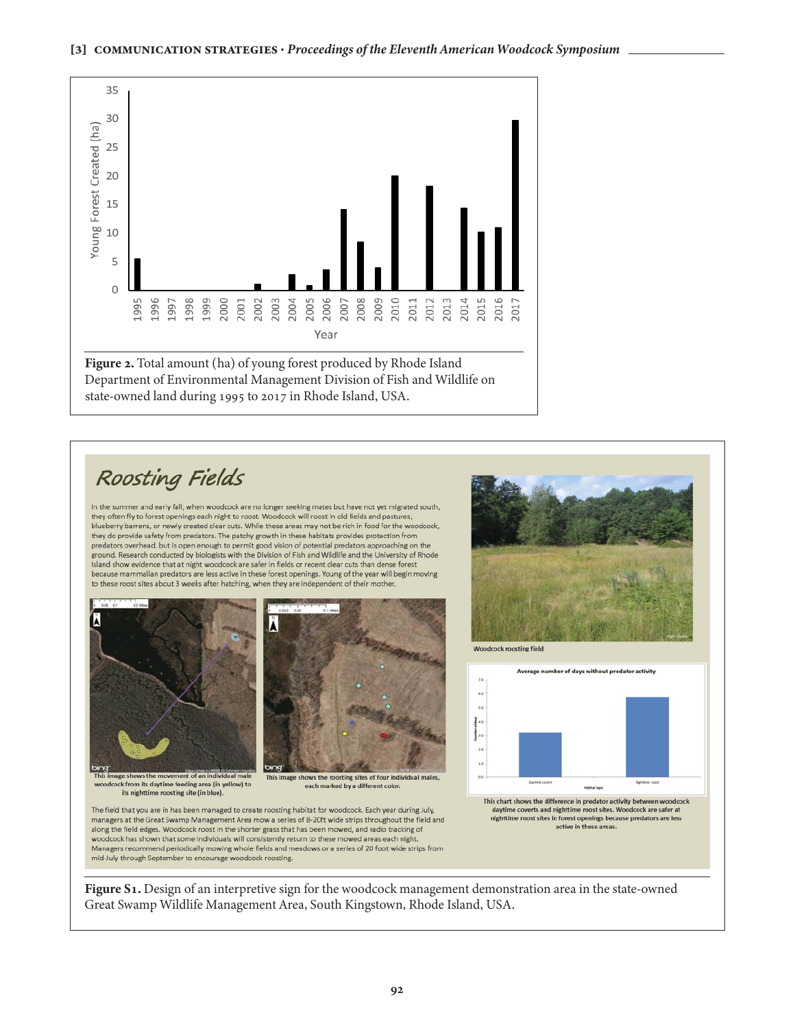35
30
25
20
15
10
5
0

Young Forest Created (ha)

1995 1996 1997 1998 1999 2000 2001 2002 2003 2004 2005 2006 2007 2008 2009 2010 2011 2012 2013 2014 2015 2016 2017

Year

**Figure 2.** Total amount (ha) of young forest produced by Rhode Island Department of Environmental Management Division of Fish and Wildlife on state-owned land during 1995 to 2017 in Rhode Island, USA.

## Roosting Fields

In the summer and early fall, when woodcock are no longer seeking mates but have not yet migrated south, they often fly to forest openings each night to roost. Woodcock will roost in old fields and pastures, blueberry barrens, or newly created clear cuts. While these areas may not be rich in food for the woodcock, they do provide safety from predators. The patchy growth in these habitats provides protection from predators overhead, but is open enough to permit good vision of potential predators approaching on the ground. Research conducted by biologists with the Division of Fish and Wildlife and the University of Rhode Island show evidence that at night woodcock are safer in fields or recent clear cuts than dense forest because mammalian predators are less active in these forest openings. Young of the year will begin moving to these roost sites about 3 weeks after hatching, when they are independent of their mother.

Woodcock roosting field

This image shows the movement of an individual male woodcock from its daytime feeding area (in yellow) to its nighttime roosting site (in blue).

This image shows the roosting sites of four individual males, each marked by a different color.

Average number of days without predator activity

7.0
6.0
5.0
4.0
3.0
2.0
1.0
0.0

Number of days

Daytime covert

Nighttime roost

Habitat type

This chart shows the difference in predator activity between woodcock daytime coverts and nighttime roost sites. Woodcock are safer at nighttime roost sites in forest openings because predators are less active in these areas.

The field that you are in has been managed to create roosting habitat for woodcock. Each year during July, managers at the Great Swamp Management Area mow a series of 8-20ft wide strips throughout the field and along the field edges. Woodcock roost in the shorter grass that has been mowed, and radio tracking of woodcock has shown that some individuals will consistently return to these mowed areas each night. Managers recommend periodically mowing whole fields and meadows or a series of 20 foot wide strips from mid-July through September to encourage woodcock roosting.

**Figure S1.** Design of an interpretive sign for the woodcock management demonstration area in the state-owned Great Swamp Wildlife Management Area, South Kingstown, Rhode Island, USA.